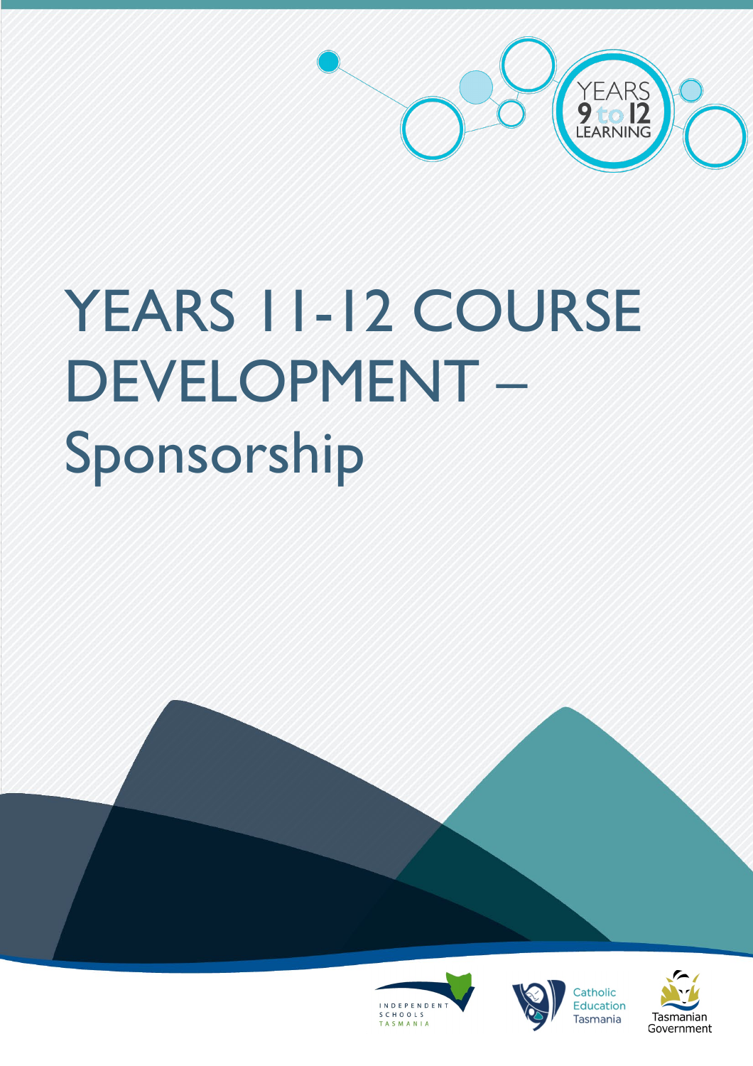# YEARS 11-12 COURSE DEVELOPMENT – Sponsorship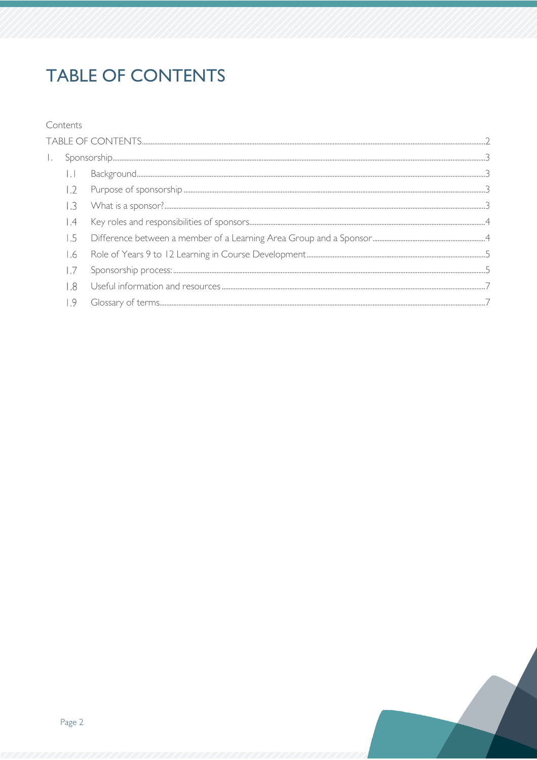# TABLE OF CONTENTS

Contents

TABLE OF CONTENTS ..... 2

1. Sponsorship ..... 3
   - 1.1 Background ..... 3
   - 1.2 Purpose of sponsorship ..... 3
   - 1.3 What is a sponsor? ..... 3
   - 1.4 Key roles and responsibilities of sponsors ..... 4
   - 1.5 Difference between a member of a Learning Area Group and a Sponsor ..... 4
   - 1.6 Role of Years 9 to 12 Learning in Course Development ..... 5
   - 1.7 Sponsorship process: ..... 5
   - 1.8 Useful information and resources ..... 7
   - 1.9 Glossary of terms ..... 7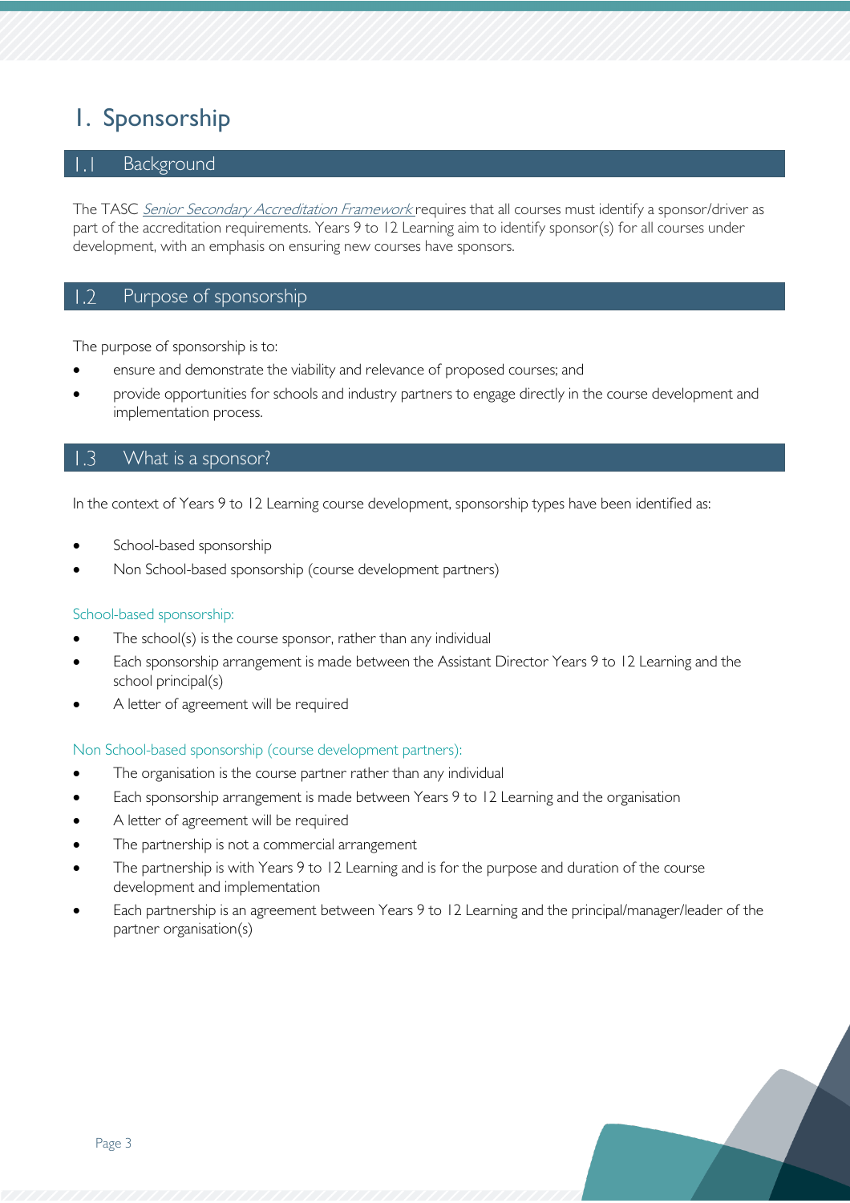# 1. Sponsorship

## 1.1 Background

The TASC *Senior Secondary Accreditation Framework* requires that all courses must identify a sponsor/driver as part of the accreditation requirements. Years 9 to 12 Learning aim to identify sponsor(s) for all courses under development, with an emphasis on ensuring new courses have sponsors.

## 1.2 Purpose of sponsorship

The purpose of sponsorship is to:

- ensure and demonstrate the viability and relevance of proposed courses; and
- provide opportunities for schools and industry partners to engage directly in the course development and implementation process.

## 1.3 What is a sponsor?

In the context of Years 9 to 12 Learning course development, sponsorship types have been identified as:

- School-based sponsorship
- Non School-based sponsorship (course development partners)

### School-based sponsorship:

- The school(s) is the course sponsor, rather than any individual
- Each sponsorship arrangement is made between the Assistant Director Years 9 to 12 Learning and the school principal(s)
- A letter of agreement will be required

### Non School-based sponsorship (course development partners):

- The organisation is the course partner rather than any individual
- Each sponsorship arrangement is made between Years 9 to 12 Learning and the organisation
- A letter of agreement will be required
- The partnership is not a commercial arrangement
- The partnership is with Years 9 to 12 Learning and is for the purpose and duration of the course development and implementation
- Each partnership is an agreement between Years 9 to 12 Learning and the principal/manager/leader of the partner organisation(s)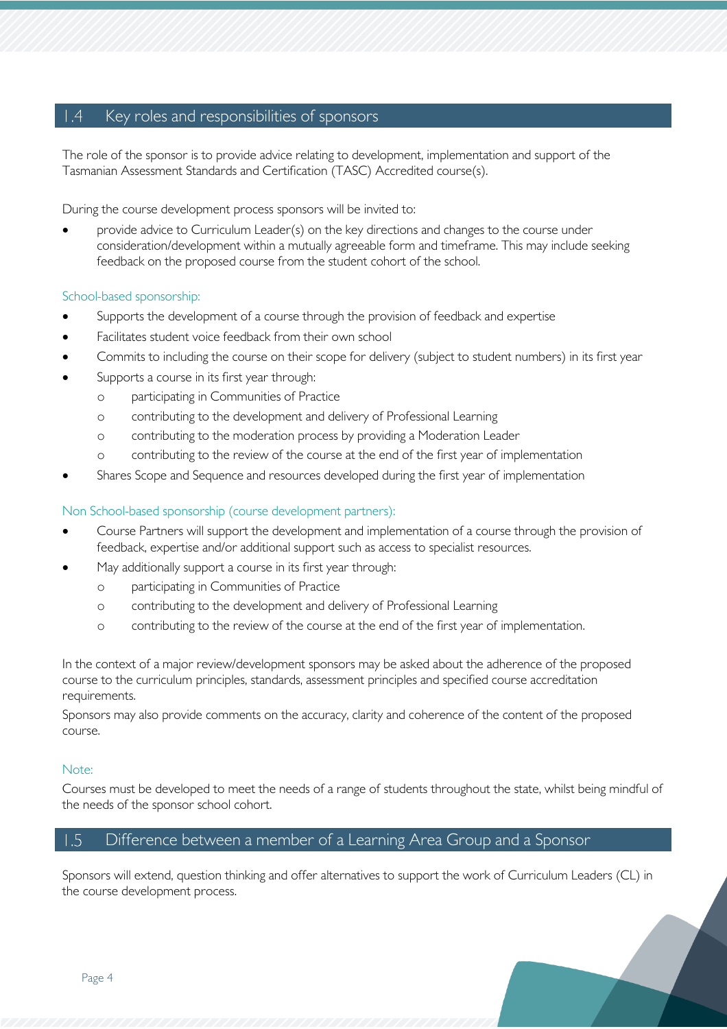## 1.4 Key roles and responsibilities of sponsors

The role of the sponsor is to provide advice relating to development, implementation and support of the Tasmanian Assessment Standards and Certification (TASC) Accredited course(s).

During the course development process sponsors will be invited to:

- provide advice to Curriculum Leader(s) on the key directions and changes to the course under consideration/development within a mutually agreeable form and timeframe. This may include seeking feedback on the proposed course from the student cohort of the school.

### School-based sponsorship:

- Supports the development of a course through the provision of feedback and expertise
- Facilitates student voice feedback from their own school
- Commits to including the course on their scope for delivery (subject to student numbers) in its first year
- Supports a course in its first year through:
  - participating in Communities of Practice
  - contributing to the development and delivery of Professional Learning
  - contributing to the moderation process by providing a Moderation Leader
  - contributing to the review of the course at the end of the first year of implementation
- Shares Scope and Sequence and resources developed during the first year of implementation

### Non School-based sponsorship (course development partners):

- Course Partners will support the development and implementation of a course through the provision of feedback, expertise and/or additional support such as access to specialist resources.
- May additionally support a course in its first year through:
  - participating in Communities of Practice
  - contributing to the development and delivery of Professional Learning
  - contributing to the review of the course at the end of the first year of implementation.

In the context of a major review/development sponsors may be asked about the adherence of the proposed course to the curriculum principles, standards, assessment principles and specified course accreditation requirements.

Sponsors may also provide comments on the accuracy, clarity and coherence of the content of the proposed course.

### Note:

Courses must be developed to meet the needs of a range of students throughout the state, whilst being mindful of the needs of the sponsor school cohort.

## 1.5 Difference between a member of a Learning Area Group and a Sponsor

Sponsors will extend, question thinking and offer alternatives to support the work of Curriculum Leaders (CL) in the course development process.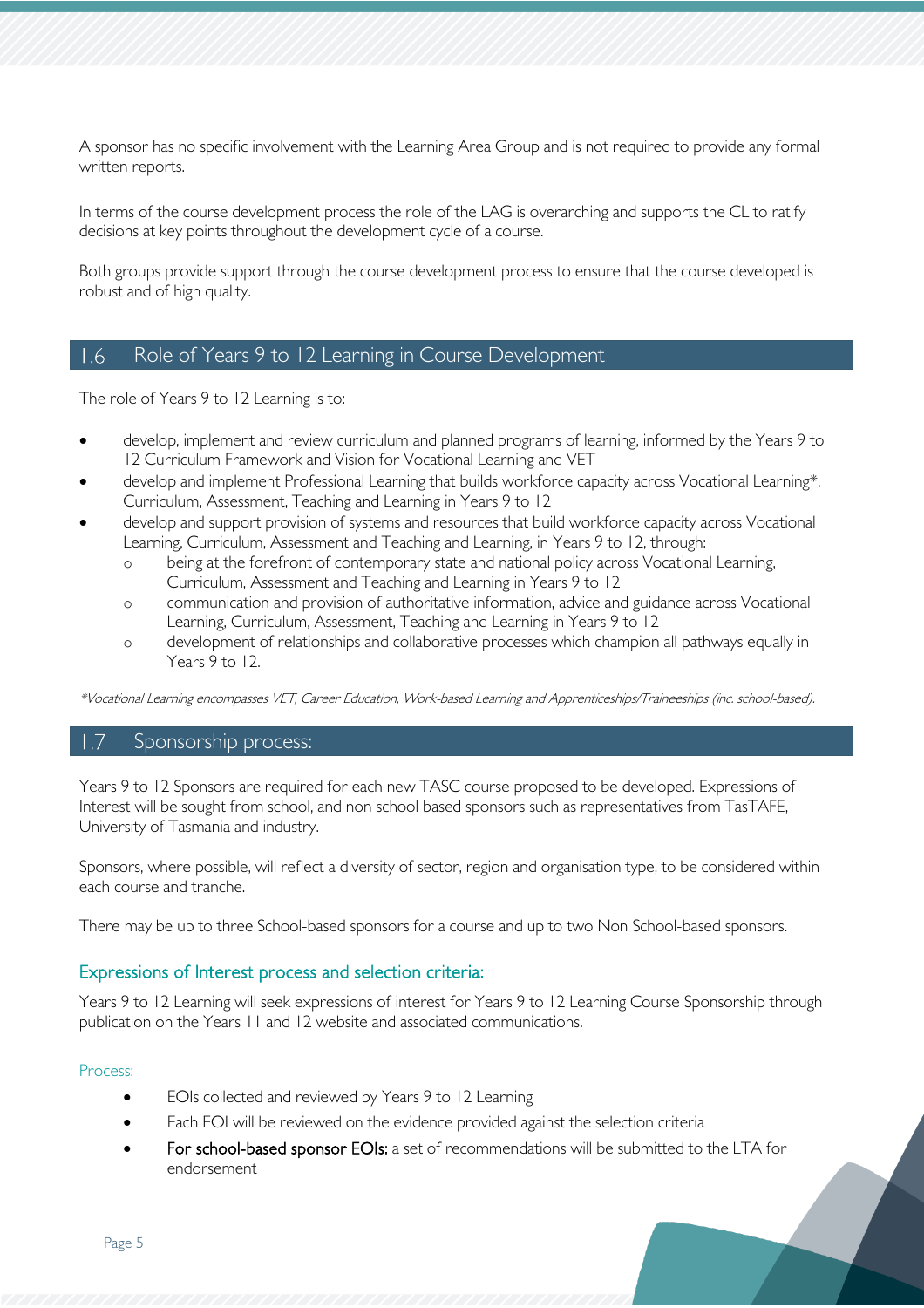A sponsor has no specific involvement with the Learning Area Group and is not required to provide any formal written reports.

In terms of the course development process the role of the LAG is overarching and supports the CL to ratify decisions at key points throughout the development cycle of a course.

Both groups provide support through the course development process to ensure that the course developed is robust and of high quality.

## 1.6 Role of Years 9 to 12 Learning in Course Development

The role of Years 9 to 12 Learning is to:

- develop, implement and review curriculum and planned programs of learning, informed by the Years 9 to 12 Curriculum Framework and Vision for Vocational Learning and VET
- develop and implement Professional Learning that builds workforce capacity across Vocational Learning*, Curriculum, Assessment, Teaching and Learning in Years 9 to 12
- develop and support provision of systems and resources that build workforce capacity across Vocational Learning, Curriculum, Assessment and Teaching and Learning, in Years 9 to 12, through:
  - being at the forefront of contemporary state and national policy across Vocational Learning, Curriculum, Assessment and Teaching and Learning in Years 9 to 12
  - communication and provision of authoritative information, advice and guidance across Vocational Learning, Curriculum, Assessment, Teaching and Learning in Years 9 to 12
  - development of relationships and collaborative processes which champion all pathways equally in Years 9 to 12.

*\*Vocational Learning encompasses VET, Career Education, Work-based Learning and Apprenticeships/Traineeships (inc. school-based).*

## 1.7 Sponsorship process:

Years 9 to 12 Sponsors are required for each new TASC course proposed to be developed. Expressions of Interest will be sought from school, and non school based sponsors such as representatives from TasTAFE, University of Tasmania and industry.

Sponsors, where possible, will reflect a diversity of sector, region and organisation type, to be considered within each course and tranche.

There may be up to three School-based sponsors for a course and up to two Non School-based sponsors.

### Expressions of Interest process and selection criteria:

Years 9 to 12 Learning will seek expressions of interest for Years 9 to 12 Learning Course Sponsorship through publication on the Years 11 and 12 website and associated communications.

#### Process:

- EOIs collected and reviewed by Years 9 to 12 Learning
- Each EOI will be reviewed on the evidence provided against the selection criteria
- **For school-based sponsor EOIs:** a set of recommendations will be submitted to the LTA for endorsement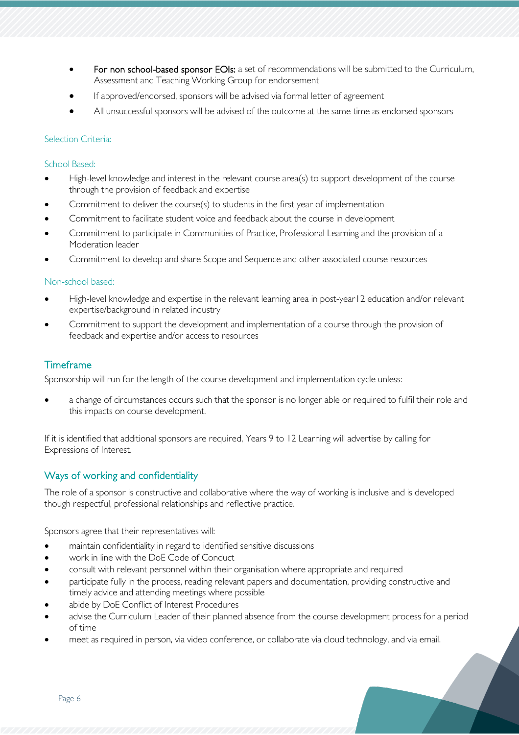- **For non school-based sponsor EOIs:** a set of recommendations will be submitted to the Curriculum, Assessment and Teaching Working Group for endorsement
- If approved/endorsed, sponsors will be advised via formal letter of agreement
- All unsuccessful sponsors will be advised of the outcome at the same time as endorsed sponsors

#### Selection Criteria:

#### School Based:

- High-level knowledge and interest in the relevant course area(s) to support development of the course through the provision of feedback and expertise
- Commitment to deliver the course(s) to students in the first year of implementation
- Commitment to facilitate student voice and feedback about the course in development
- Commitment to participate in Communities of Practice, Professional Learning and the provision of a Moderation leader
- Commitment to develop and share Scope and Sequence and other associated course resources

#### Non-school based:

- High-level knowledge and expertise in the relevant learning area in post-year12 education and/or relevant expertise/background in related industry
- Commitment to support the development and implementation of a course through the provision of feedback and expertise and/or access to resources

## Timeframe

Sponsorship will run for the length of the course development and implementation cycle unless:

- a change of circumstances occurs such that the sponsor is no longer able or required to fulfil their role and this impacts on course development.

If it is identified that additional sponsors are required, Years 9 to 12 Learning will advertise by calling for Expressions of Interest.

## Ways of working and confidentiality

The role of a sponsor is constructive and collaborative where the way of working is inclusive and is developed though respectful, professional relationships and reflective practice.

Sponsors agree that their representatives will:

- maintain confidentiality in regard to identified sensitive discussions
- work in line with the DoE Code of Conduct
- consult with relevant personnel within their organisation where appropriate and required
- participate fully in the process, reading relevant papers and documentation, providing constructive and timely advice and attending meetings where possible
- abide by DoE Conflict of Interest Procedures
- advise the Curriculum Leader of their planned absence from the course development process for a period of time
- meet as required in person, via video conference, or collaborate via cloud technology, and via email.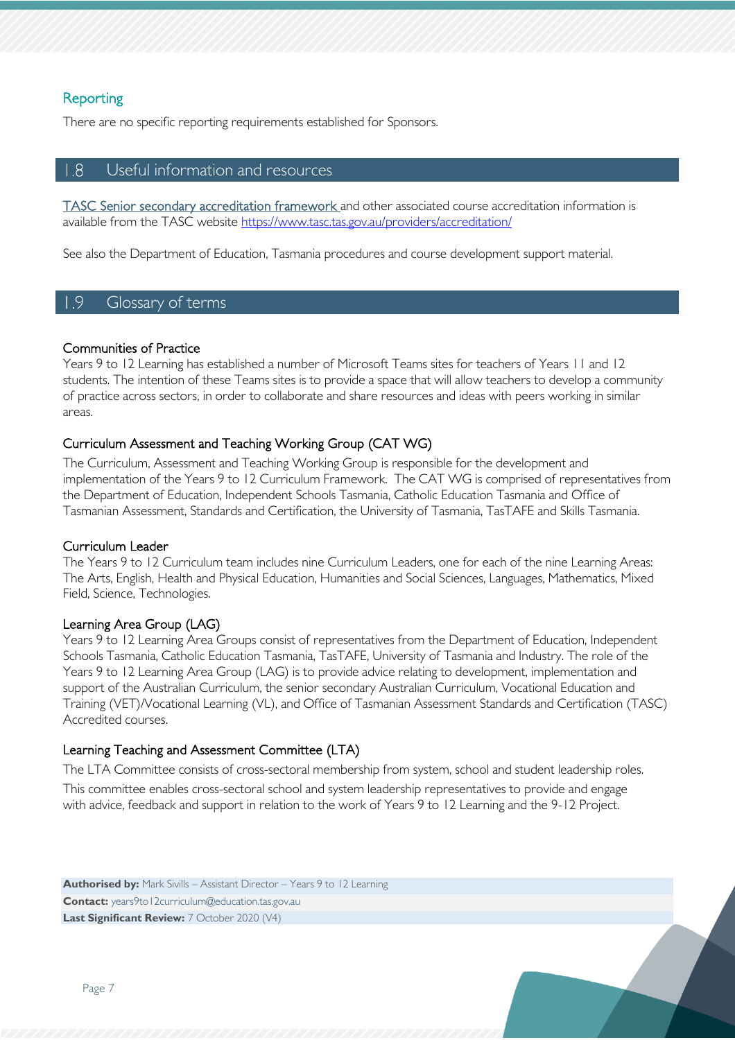### Reporting

There are no specific reporting requirements established for Sponsors.

## 1.8 Useful information and resources

[TASC Senior secondary accreditation framework](https://www.tasc.tas.gov.au/providers/accreditation/) and other associated course accreditation information is available from the TASC website https://www.tasc.tas.gov.au/providers/accreditation/

See also the Department of Education, Tasmania procedures and course development support material.

## 1.9 Glossary of terms

**Communities of Practice**
Years 9 to 12 Learning has established a number of Microsoft Teams sites for teachers of Years 11 and 12 students. The intention of these Teams sites is to provide a space that will allow teachers to develop a community of practice across sectors, in order to collaborate and share resources and ideas with peers working in similar areas.

**Curriculum Assessment and Teaching Working Group (CAT WG)**
The Curriculum, Assessment and Teaching Working Group is responsible for the development and implementation of the Years 9 to 12 Curriculum Framework. The CAT WG is comprised of representatives from the Department of Education, Independent Schools Tasmania, Catholic Education Tasmania and Office of Tasmanian Assessment, Standards and Certification, the University of Tasmania, TasTAFE and Skills Tasmania.

**Curriculum Leader**
The Years 9 to 12 Curriculum team includes nine Curriculum Leaders, one for each of the nine Learning Areas: The Arts, English, Health and Physical Education, Humanities and Social Sciences, Languages, Mathematics, Mixed Field, Science, Technologies.

**Learning Area Group (LAG)**
Years 9 to 12 Learning Area Groups consist of representatives from the Department of Education, Independent Schools Tasmania, Catholic Education Tasmania, TasTAFE, University of Tasmania and Industry. The role of the Years 9 to 12 Learning Area Group (LAG) is to provide advice relating to development, implementation and support of the Australian Curriculum, the senior secondary Australian Curriculum, Vocational Education and Training (VET)/Vocational Learning (VL), and Office of Tasmanian Assessment Standards and Certification (TASC) Accredited courses.

**Learning Teaching and Assessment Committee (LTA)**
The LTA Committee consists of cross-sectoral membership from system, school and student leadership roles.

This committee enables cross-sectoral school and system leadership representatives to provide and engage with advice, feedback and support in relation to the work of Years 9 to 12 Learning and the 9-12 Project.

| | |
|---|---|
| **Authorised by:** Mark Sivills – Assistant Director – Years 9 to 12 Learning | |
| **Contact:** years9to12curriculum@education.tas.gov.au | |
| **Last Significant Review:** 7 October 2020 (V4) | |